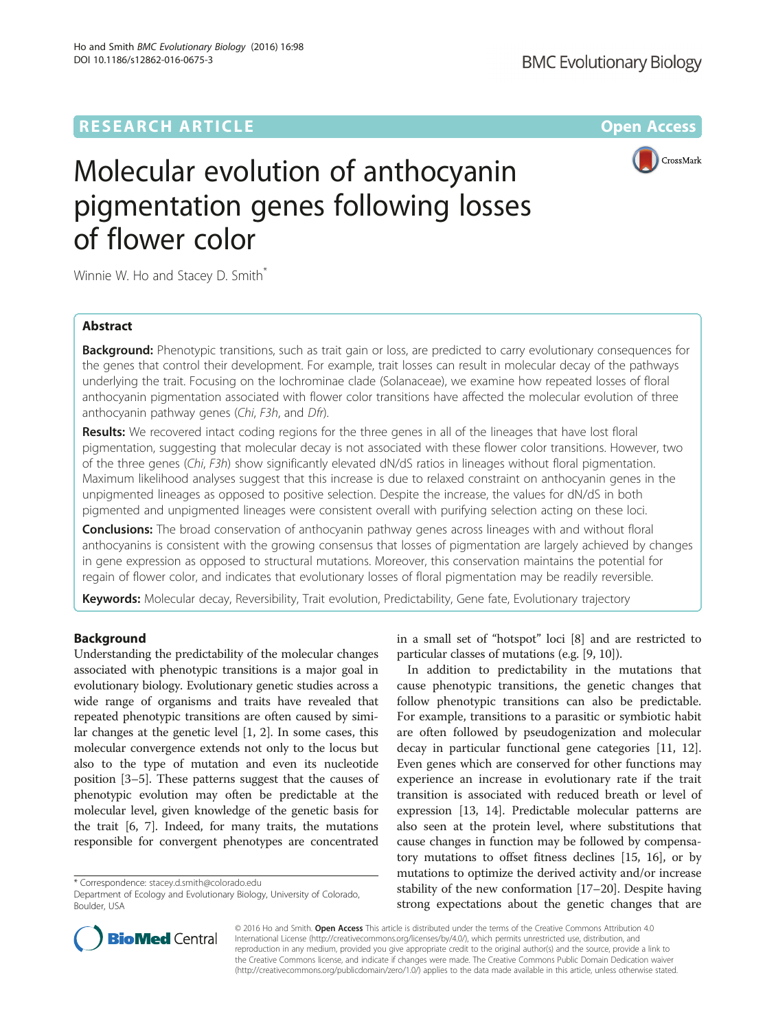# Molecular evolution of anthocyanin pigmentation genes following losses of flower color

Winnie W. Ho and Stacey D. Smith*

## Abstract

**Background:** Phenotypic transitions, such as trait gain or loss, are predicted to carry evolutionary consequences for the genes that control their development. For example, trait losses can result in molecular decay of the pathways underlying the trait. Focusing on the Iochrominae clade (Solanaceae), we examine how repeated losses of floral anthocyanin pigmentation associated with flower color transitions have affected the molecular evolution of three anthocyanin pathway genes (*Chi*, *F3h*, and *Dfr*).

**Results:** We recovered intact coding regions for the three genes in all of the lineages that have lost floral pigmentation, suggesting that molecular decay is not associated with these flower color transitions. However, two of the three genes (*Chi*, *F3h*) show significantly elevated dN/dS ratios in lineages without floral pigmentation. Maximum likelihood analyses suggest that this increase is due to relaxed constraint on anthocyanin genes in the unpigmented lineages as opposed to positive selection. Despite the increase, the values for dN/dS in both pigmented and unpigmented lineages were consistent overall with purifying selection acting on these loci.

**Conclusions:** The broad conservation of anthocyanin pathway genes across lineages with and without floral anthocyanins is consistent with the growing consensus that losses of pigmentation are largely achieved by changes in gene expression as opposed to structural mutations. Moreover, this conservation maintains the potential for regain of flower color, and indicates that evolutionary losses of floral pigmentation may be readily reversible.

**Keywords:** Molecular decay, Reversibility, Trait evolution, Predictability, Gene fate, Evolutionary trajectory

## Background

Understanding the predictability of the molecular changes associated with phenotypic transitions is a major goal in evolutionary biology. Evolutionary genetic studies across a wide range of organisms and traits have revealed that repeated phenotypic transitions are often caused by similar changes at the genetic level [1, 2]. In some cases, this molecular convergence extends not only to the locus but also to the type of mutation and even its nucleotide position [3–5]. These patterns suggest that the causes of phenotypic evolution may often be predictable at the molecular level, given knowledge of the genetic basis for the trait [6, 7]. Indeed, for many traits, the mutations responsible for convergent phenotypes are concentrated in a small set of "hotspot" loci [8] and are restricted to particular classes of mutations (e.g. [9, 10]).

In addition to predictability in the mutations that cause phenotypic transitions, the genetic changes that follow phenotypic transitions can also be predictable. For example, transitions to a parasitic or symbiotic habit are often followed by pseudogenization and molecular decay in particular functional gene categories [11, 12]. Even genes which are conserved for other functions may experience an increase in evolutionary rate if the trait transition is associated with reduced breath or level of expression [13, 14]. Predictable molecular patterns are also seen at the protein level, where substitutions that cause changes in function may be followed by compensatory mutations to offset fitness declines [15, 16], or by mutations to optimize the derived activity and/or increase stability of the new conformation [17–20]. Despite having strong expectations about the genetic changes that are

* Correspondence: stacey.d.smith@colorado.edu
Department of Ecology and Evolutionary Biology, University of Colorado, Boulder, USA

© 2016 Ho and Smith. **Open Access** This article is distributed under the terms of the Creative Commons Attribution 4.0 International License (http://creativecommons.org/licenses/by/4.0/), which permits unrestricted use, distribution, and reproduction in any medium, provided you give appropriate credit to the original author(s) and the source, provide a link to the Creative Commons license, and indicate if changes were made. The Creative Commons Public Domain Dedication waiver (http://creativecommons.org/publicdomain/zero/1.0/) applies to the data made available in this article, unless otherwise stated.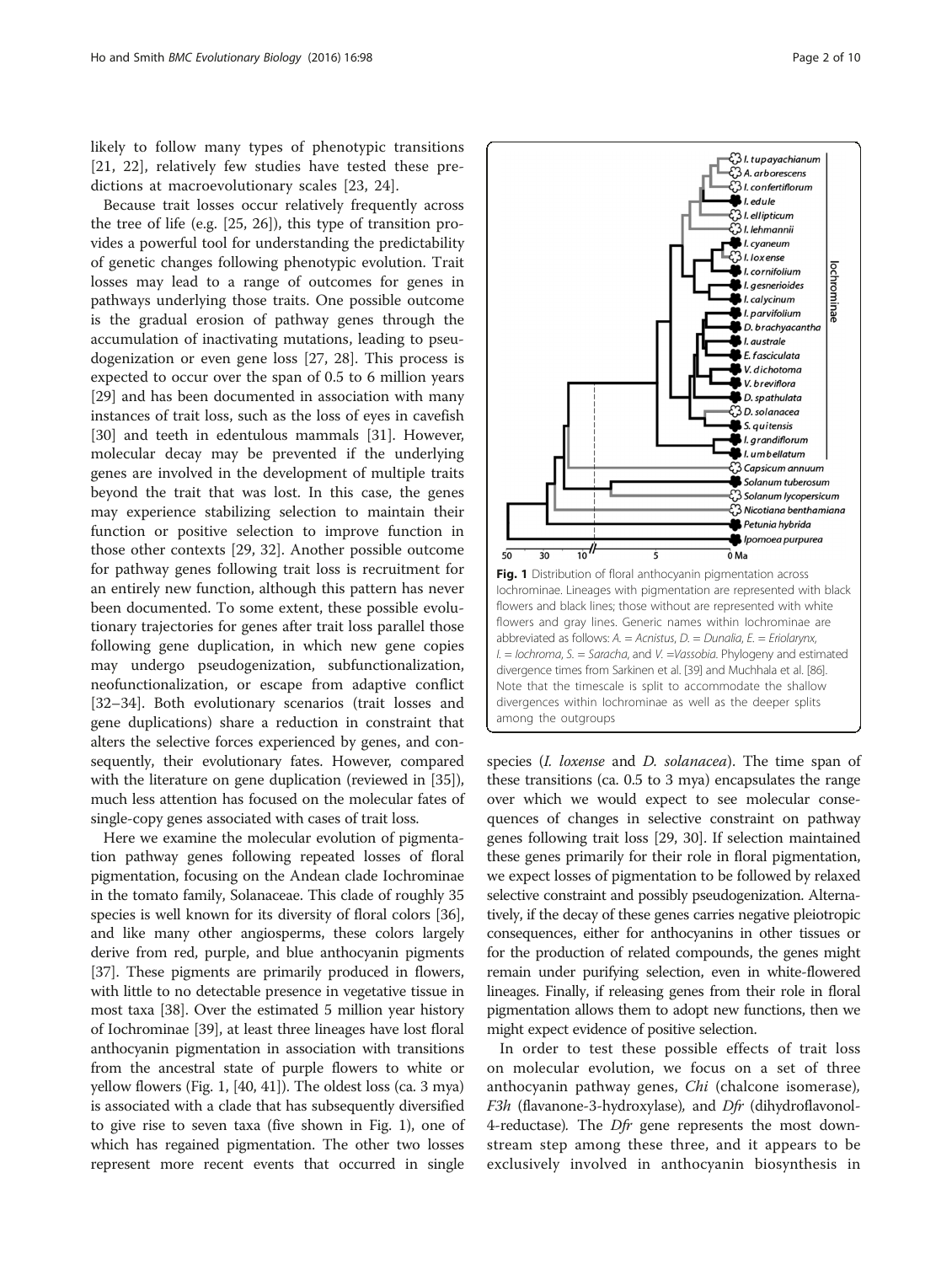likely to follow many types of phenotypic transitions [21, 22], relatively few studies have tested these predictions at macroevolutionary scales [23, 24].

Because trait losses occur relatively frequently across the tree of life (e.g. [25, 26]), this type of transition provides a powerful tool for understanding the predictability of genetic changes following phenotypic evolution. Trait losses may lead to a range of outcomes for genes in pathways underlying those traits. One possible outcome is the gradual erosion of pathway genes through the accumulation of inactivating mutations, leading to pseudogenization or even gene loss [27, 28]. This process is expected to occur over the span of 0.5 to 6 million years [29] and has been documented in association with many instances of trait loss, such as the loss of eyes in cavefish [30] and teeth in edentulous mammals [31]. However, molecular decay may be prevented if the underlying genes are involved in the development of multiple traits beyond the trait that was lost. In this case, the genes may experience stabilizing selection to maintain their function or positive selection to improve function in those other contexts [29, 32]. Another possible outcome for pathway genes following trait loss is recruitment for an entirely new function, although this pattern has never been documented. To some extent, these possible evolutionary trajectories for genes after trait loss parallel those following gene duplication, in which new gene copies may undergo pseudogenization, subfunctionalization, neofunctionalization, or escape from adaptive conflict [32–34]. Both evolutionary scenarios (trait losses and gene duplications) share a reduction in constraint that alters the selective forces experienced by genes, and consequently, their evolutionary fates. However, compared with the literature on gene duplication (reviewed in [35]), much less attention has focused on the molecular fates of single-copy genes associated with cases of trait loss.

Here we examine the molecular evolution of pigmentation pathway genes following repeated losses of floral pigmentation, focusing on the Andean clade Iochrominae in the tomato family, Solanaceae. This clade of roughly 35 species is well known for its diversity of floral colors [36], and like many other angiosperms, these colors largely derive from red, purple, and blue anthocyanin pigments [37]. These pigments are primarily produced in flowers, with little to no detectable presence in vegetative tissue in most taxa [38]. Over the estimated 5 million year history of Iochrominae [39], at least three lineages have lost floral anthocyanin pigmentation in association with transitions from the ancestral state of purple flowers to white or yellow flowers (Fig. 1, [40, 41]). The oldest loss (ca. 3 mya) is associated with a clade that has subsequently diversified to give rise to seven taxa (five shown in Fig. 1), one of which has regained pigmentation. The other two losses represent more recent events that occurred in single species (*I. loxense* and *D. solanacea*). The time span of these transitions (ca. 0.5 to 3 mya) encapsulates the range over which we would expect to see molecular consequences of changes in selective constraint on pathway genes following trait loss [29, 30]. If selection maintained these genes primarily for their role in floral pigmentation, we expect losses of pigmentation to be followed by relaxed selective constraint and possibly pseudogenization. Alternatively, if the decay of these genes carries negative pleiotropic consequences, either for anthocyanins in other tissues or for the production of related compounds, the genes might remain under purifying selection, even in white-flowered lineages. Finally, if releasing genes from their role in floral pigmentation allows them to adopt new functions, then we might expect evidence of positive selection.

In order to test these possible effects of trait loss on molecular evolution, we focus on a set of three anthocyanin pathway genes, *Chi* (chalcone isomerase), *F3h* (flavanone-3-hydroxylase), and *Dfr* (dihydroflavonol-4-reductase). The *Dfr* gene represents the most downstream step among these three, and it appears to be exclusively involved in anthocyanin biosynthesis in

**Fig. 1** Distribution of floral anthocyanin pigmentation across Iochrominae. Lineages with pigmentation are represented with black flowers and black lines; those without are represented with white flowers and gray lines. Generic names within Iochrominae are abbreviated as follows: *A.* = *Acnistus*, *D.* = *Dunalia*, *E.* = *Eriolarynx*, *I.* = *Iochroma*, *S.* = *Saracha*, and *V.* = *Vassobia*. Phylogeny and estimated divergence times from Sarkinen et al. [39] and Muchhala et al. [86]. Note that the timescale is split to accommodate the shallow divergences within Iochrominae as well as the deeper splits among the outgroups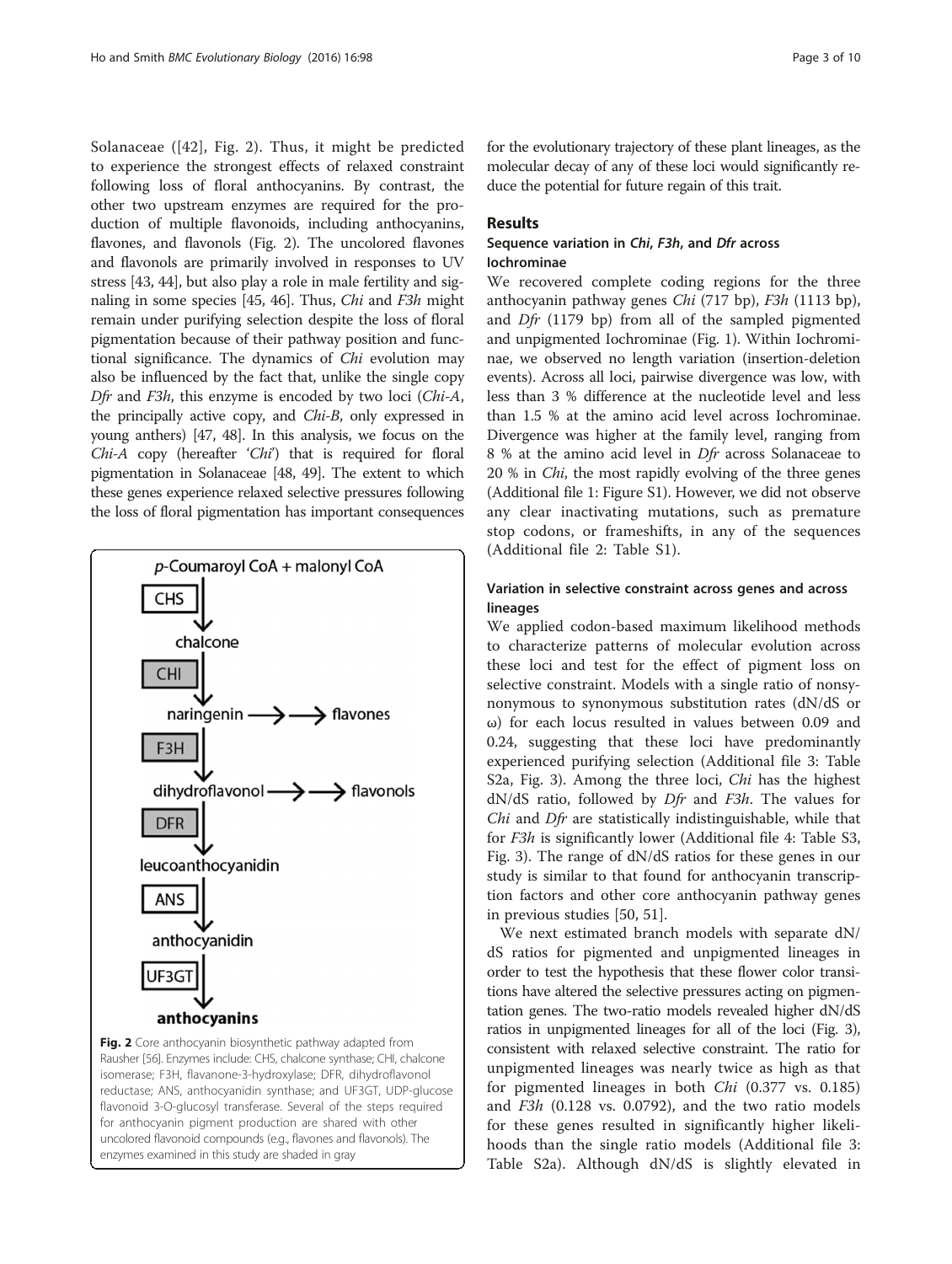Solanaceae ([42], Fig. 2). Thus, it might be predicted to experience the strongest effects of relaxed constraint following loss of floral anthocyanins. By contrast, the other two upstream enzymes are required for the production of multiple flavonoids, including anthocyanins, flavones, and flavonols (Fig. 2). The uncolored flavones and flavonols are primarily involved in responses to UV stress [43, 44], but also play a role in male fertility and signaling in some species [45, 46]. Thus, *Chi* and *F3h* might remain under purifying selection despite the loss of floral pigmentation because of their pathway position and functional significance. The dynamics of *Chi* evolution may also be influenced by the fact that, unlike the single copy *Dfr* and *F3h*, this enzyme is encoded by two loci (*Chi-A*, the principally active copy, and *Chi-B*, only expressed in young anthers) [47, 48]. In this analysis, we focus on the *Chi-A* copy (hereafter '*Chi*') that is required for floral pigmentation in Solanaceae [48, 49]. The extent to which these genes experience relaxed selective pressures following the loss of floral pigmentation has important consequences for the evolutionary trajectory of these plant lineages, as the molecular decay of any of these loci would significantly reduce the potential for future regain of this trait.

**Fig. 2** Core anthocyanin biosynthetic pathway adapted from Rausher [56]. Enzymes include: CHS, chalcone synthase; CHI, chalcone isomerase; F3H, flavanone-3-hydroxylase; DFR, dihydroflavonol reductase; ANS, anthocyanidin synthase; and UF3GT, UDP-glucose flavonoid 3-O-glucosyl transferase. Several of the steps required for anthocyanin pigment production are shared with other uncolored flavonoid compounds (e.g., flavones and flavonols). The enzymes examined in this study are shaded in gray

## Results

### Sequence variation in *Chi*, *F3h*, and *Dfr* across Iochrominae

We recovered complete coding regions for the three anthocyanin pathway genes *Chi* (717 bp), *F3h* (1113 bp), and *Dfr* (1179 bp) from all of the sampled pigmented and unpigmented Iochrominae (Fig. 1). Within Iochrominae, we observed no length variation (insertion-deletion events). Across all loci, pairwise divergence was low, with less than 3 % difference at the nucleotide level and less than 1.5 % at the amino acid level across Iochrominae. Divergence was higher at the family level, ranging from 8 % at the amino acid level in *Dfr* across Solanaceae to 20 % in *Chi*, the most rapidly evolving of the three genes (Additional file 1: Figure S1). However, we did not observe any clear inactivating mutations, such as premature stop codons, or frameshifts, in any of the sequences (Additional file 2: Table S1).

### Variation in selective constraint across genes and across lineages

We applied codon-based maximum likelihood methods to characterize patterns of molecular evolution across these loci and test for the effect of pigment loss on selective constraint. Models with a single ratio of nonsynonymous to synonymous substitution rates (dN/dS or $\omega$) for each locus resulted in values between 0.09 and 0.24, suggesting that these loci have predominantly experienced purifying selection (Additional file 3: Table S2a, Fig. 3). Among the three loci, *Chi* has the highest dN/dS ratio, followed by *Dfr* and *F3h*. The values for *Chi* and *Dfr* are statistically indistinguishable, while that for *F3h* is significantly lower (Additional file 4: Table S3, Fig. 3). The range of dN/dS ratios for these genes in our study is similar to that found for anthocyanin transcription factors and other core anthocyanin pathway genes in previous studies [50, 51].

We next estimated branch models with separate dN/dS ratios for pigmented and unpigmented lineages in order to test the hypothesis that these flower color transitions have altered the selective pressures acting on pigmentation genes. The two-ratio models revealed higher dN/dS ratios in unpigmented lineages for all of the loci (Fig. 3), consistent with relaxed selective constraint. The ratio for unpigmented lineages was nearly twice as high as that for pigmented lineages in both *Chi* (0.377 vs. 0.185) and *F3h* (0.128 vs. 0.0792), and the two ratio models for these genes resulted in significantly higher likelihoods than the single ratio models (Additional file 3: Table S2a). Although dN/dS is slightly elevated in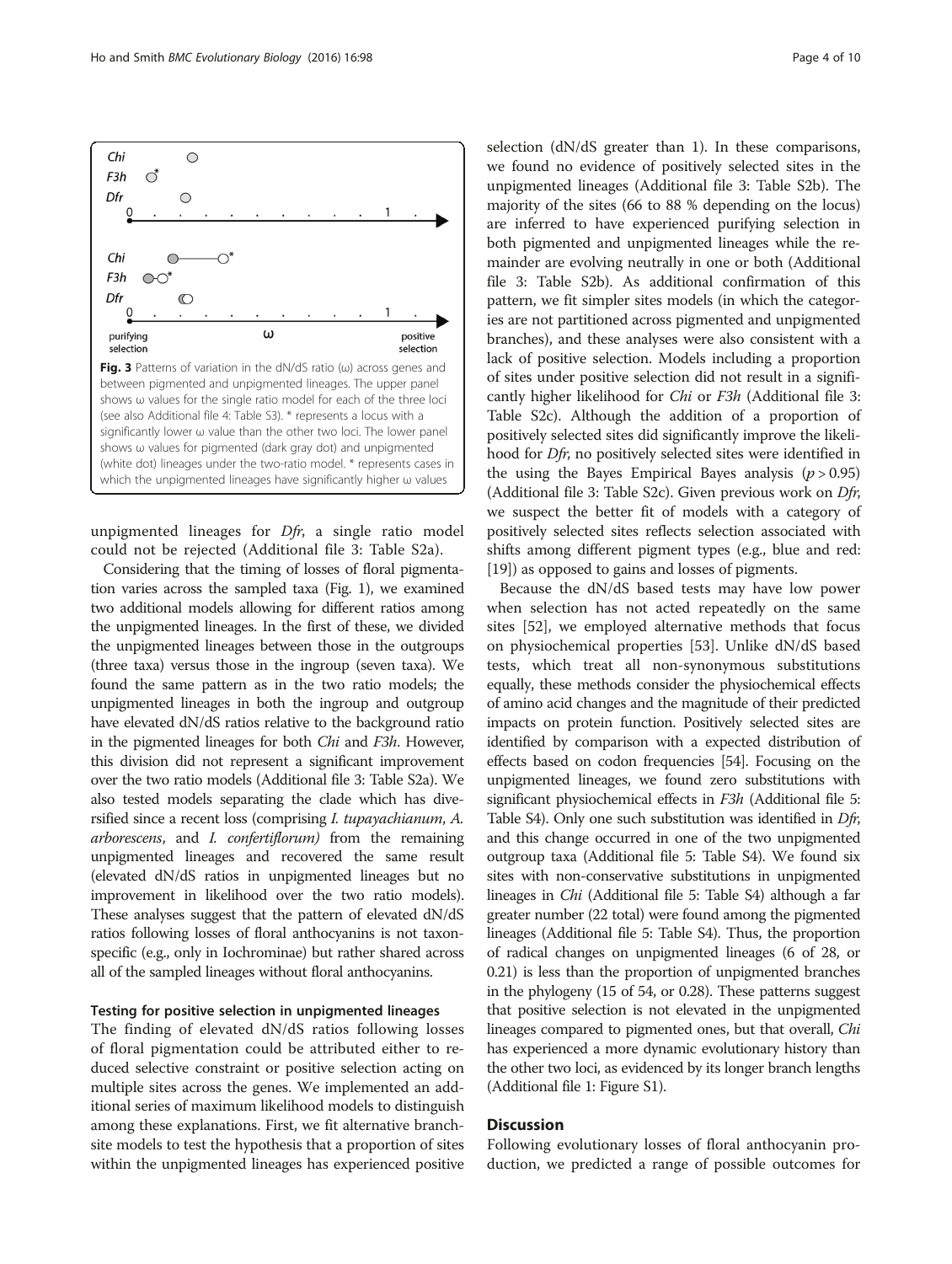Fig. 3 Patterns of variation in the dN/dS ratio (ω) across genes and between pigmented and unpigmented lineages. The upper panel shows ω values for the single ratio model for each of the three loci (see also Additional file 4: Table S3). * represents a locus with a significantly lower ω value than the other two loci. The lower panel shows ω values for pigmented (dark gray dot) and unpigmented (white dot) lineages under the two-ratio model. * represents cases in which the unpigmented lineages have significantly higher ω values

unpigmented lineages for *Dfr*, a single ratio model could not be rejected (Additional file 3: Table S2a).

Considering that the timing of losses of floral pigmentation varies across the sampled taxa (Fig. 1), we examined two additional models allowing for different ratios among the unpigmented lineages. In the first of these, we divided the unpigmented lineages between those in the outgroups (three taxa) versus those in the ingroup (seven taxa). We found the same pattern as in the two ratio models; the unpigmented lineages in both the ingroup and outgroup have elevated dN/dS ratios relative to the background ratio in the pigmented lineages for both *Chi* and *F3h*. However, this division did not represent a significant improvement over the two ratio models (Additional file 3: Table S2a). We also tested models separating the clade which has diversified since a recent loss (comprising *I. tupayachianum*, *A. arborescens*, and *I. confertiflorum)* from the remaining unpigmented lineages and recovered the same result (elevated dN/dS ratios in unpigmented lineages but no improvement in likelihood over the two ratio models). These analyses suggest that the pattern of elevated dN/dS ratios following losses of floral anthocyanins is not taxon-specific (e.g., only in Iochrominae) but rather shared across all of the sampled lineages without floral anthocyanins.

### Testing for positive selection in unpigmented lineages

The finding of elevated dN/dS ratios following losses of floral pigmentation could be attributed either to reduced selective constraint or positive selection acting on multiple sites across the genes. We implemented an additional series of maximum likelihood models to distinguish among these explanations. First, we fit alternative branch-site models to test the hypothesis that a proportion of sites within the unpigmented lineages has experienced positive selection (dN/dS greater than 1). In these comparisons, we found no evidence of positively selected sites in the unpigmented lineages (Additional file 3: Table S2b). The majority of the sites (66 to 88 % depending on the locus) are inferred to have experienced purifying selection in both pigmented and unpigmented lineages while the remainder are evolving neutrally in one or both (Additional file 3: Table S2b). As additional confirmation of this pattern, we fit simpler sites models (in which the categories are not partitioned across pigmented and unpigmented branches), and these analyses were also consistent with a lack of positive selection. Models including a proportion of sites under positive selection did not result in a significantly higher likelihood for *Chi* or *F3h* (Additional file 3: Table S2c). Although the addition of a proportion of positively selected sites did significantly improve the likelihood for *Dfr*, no positively selected sites were identified in the using the Bayes Empirical Bayes analysis ($p > 0.95$) (Additional file 3: Table S2c). Given previous work on *Dfr*, we suspect the better fit of models with a category of positively selected sites reflects selection associated with shifts among different pigment types (e.g., blue and red: [19]) as opposed to gains and losses of pigments.

Because the dN/dS based tests may have low power when selection has not acted repeatedly on the same sites [52], we employed alternative methods that focus on physiochemical properties [53]. Unlike dN/dS based tests, which treat all non-synonymous substitutions equally, these methods consider the physiochemical effects of amino acid changes and the magnitude of their predicted impacts on protein function. Positively selected sites are identified by comparison with a expected distribution of effects based on codon frequencies [54]. Focusing on the unpigmented lineages, we found zero substitutions with significant physiochemical effects in *F3h* (Additional file 5: Table S4). Only one such substitution was identified in *Dfr*, and this change occurred in one of the two unpigmented outgroup taxa (Additional file 5: Table S4). We found six sites with non-conservative substitutions in unpigmented lineages in *Chi* (Additional file 5: Table S4) although a far greater number (22 total) were found among the pigmented lineages (Additional file 5: Table S4). Thus, the proportion of radical changes on unpigmented lineages (6 of 28, or 0.21) is less than the proportion of unpigmented branches in the phylogeny (15 of 54, or 0.28). These patterns suggest that positive selection is not elevated in the unpigmented lineages compared to pigmented ones, but that overall, *Chi* has experienced a more dynamic evolutionary history than the other two loci, as evidenced by its longer branch lengths (Additional file 1: Figure S1).

## Discussion

Following evolutionary losses of floral anthocyanin production, we predicted a range of possible outcomes for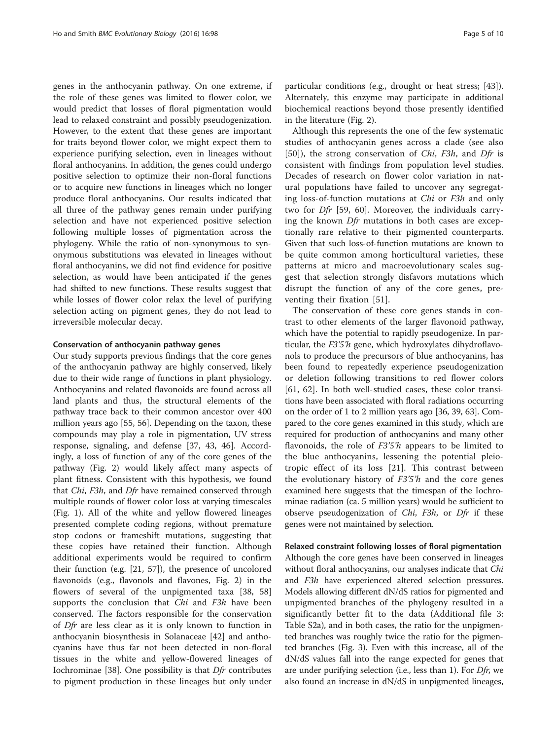genes in the anthocyanin pathway. On one extreme, if the role of these genes was limited to flower color, we would predict that losses of floral pigmentation would lead to relaxed constraint and possibly pseudogenization. However, to the extent that these genes are important for traits beyond flower color, we might expect them to experience purifying selection, even in lineages without floral anthocyanins. In addition, the genes could undergo positive selection to optimize their non-floral functions or to acquire new functions in lineages which no longer produce floral anthocyanins. Our results indicated that all three of the pathway genes remain under purifying selection and have not experienced positive selection following multiple losses of pigmentation across the phylogeny. While the ratio of non-synonymous to synonymous substitutions was elevated in lineages without floral anthocyanins, we did not find evidence for positive selection, as would have been anticipated if the genes had shifted to new functions. These results suggest that while losses of flower color relax the level of purifying selection acting on pigment genes, they do not lead to irreversible molecular decay.

#### Conservation of anthocyanin pathway genes

Our study supports previous findings that the core genes of the anthocyanin pathway are highly conserved, likely due to their wide range of functions in plant physiology. Anthocyanins and related flavonoids are found across all land plants and thus, the structural elements of the pathway trace back to their common ancestor over 400 million years ago [55, 56]. Depending on the taxon, these compounds may play a role in pigmentation, UV stress response, signaling, and defense [37, 43, 46]. Accordingly, a loss of function of any of the core genes of the pathway (Fig. 2) would likely affect many aspects of plant fitness. Consistent with this hypothesis, we found that *Chi*, *F3h*, and *Dfr* have remained conserved through multiple rounds of flower color loss at varying timescales (Fig. 1). All of the white and yellow flowered lineages presented complete coding regions, without premature stop codons or frameshift mutations, suggesting that these copies have retained their function. Although additional experiments would be required to confirm their function (e.g. [21, 57]), the presence of uncolored flavonoids (e.g., flavonols and flavones, Fig. 2) in the flowers of several of the unpigmented taxa [38, 58] supports the conclusion that *Chi* and *F3h* have been conserved. The factors responsible for the conservation of *Dfr* are less clear as it is only known to function in anthocyanin biosynthesis in Solanaceae [42] and anthocyanins have thus far not been detected in non-floral tissues in the white and yellow-flowered lineages of Iochrominae [38]. One possibility is that *Dfr* contributes to pigment production in these lineages but only under particular conditions (e.g., drought or heat stress; [43]). Alternately, this enzyme may participate in additional biochemical reactions beyond those presently identified in the literature (Fig. 2).

Although this represents the one of the few systematic studies of anthocyanin genes across a clade (see also [50]), the strong conservation of *Chi*, *F3h*, and *Dfr* is consistent with findings from population level studies. Decades of research on flower color variation in natural populations have failed to uncover any segregating loss-of-function mutations at *Chi* or *F3h* and only two for *Dfr* [59, 60]. Moreover, the individuals carrying the known *Dfr* mutations in both cases are exceptionally rare relative to their pigmented counterparts. Given that such loss-of-function mutations are known to be quite common among horticultural varieties, these patterns at micro and macroevolutionary scales suggest that selection strongly disfavors mutations which disrupt the function of any of the core genes, preventing their fixation [51].

The conservation of these core genes stands in contrast to other elements of the larger flavonoid pathway, which have the potential to rapidly pseudogenize. In particular, the *F3'5'h* gene, which hydroxylates dihydroflavonols to produce the precursors of blue anthocyanins, has been found to repeatedly experience pseudogenization or deletion following transitions to red flower colors [61, 62]. In both well-studied cases, these color transitions have been associated with floral radiations occurring on the order of 1 to 2 million years ago [36, 39, 63]. Compared to the core genes examined in this study, which are required for production of anthocyanins and many other flavonoids, the role of *F3'5'h* appears to be limited to the blue anthocyanins, lessening the potential pleiotropic effect of its loss [21]. This contrast between the evolutionary history of *F3'5'h* and the core genes examined here suggests that the timespan of the Iochrominae radiation (ca. 5 million years) would be sufficient to observe pseudogenization of *Chi*, *F3h*, or *Dfr* if these genes were not maintained by selection.

#### Relaxed constraint following losses of floral pigmentation

Although the core genes have been conserved in lineages without floral anthocyanins, our analyses indicate that *Chi* and *F3h* have experienced altered selection pressures. Models allowing different dN/dS ratios for pigmented and unpigmented branches of the phylogeny resulted in a significantly better fit to the data (Additional file 3: Table S2a), and in both cases, the ratio for the unpigmented branches was roughly twice the ratio for the pigmented branches (Fig. 3). Even with this increase, all of the dN/dS values fall into the range expected for genes that are under purifying selection (i.e., less than 1). For *Dfr*, we also found an increase in dN/dS in unpigmented lineages,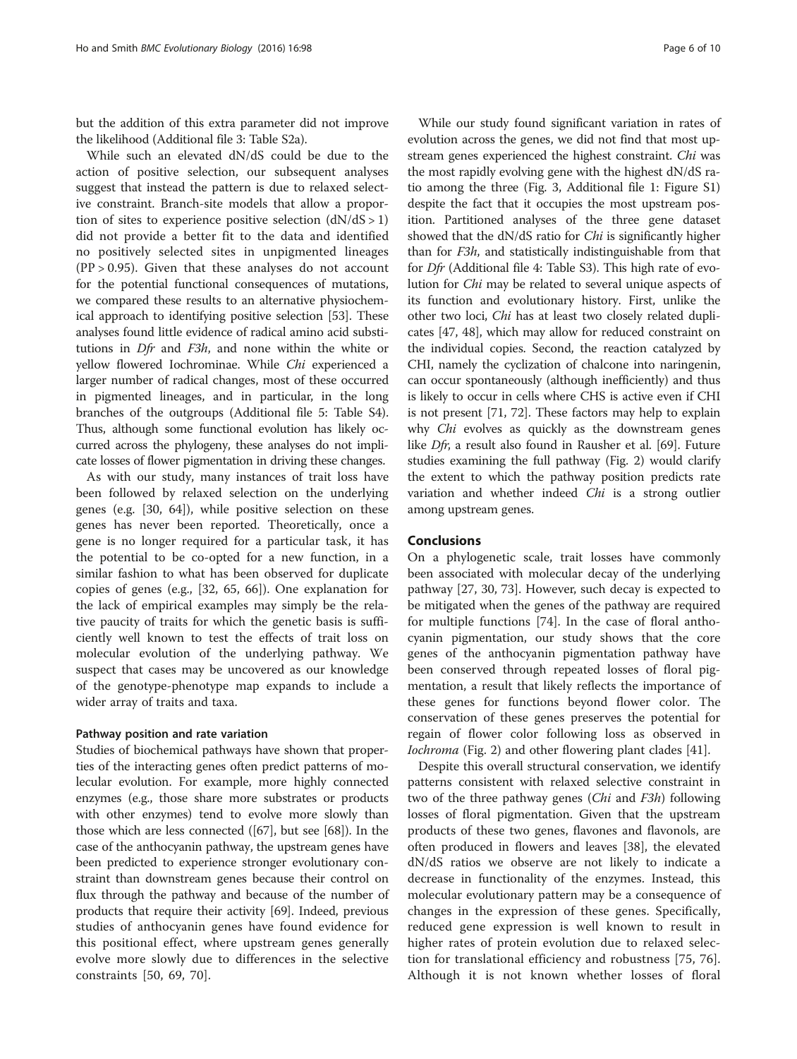but the addition of this extra parameter did not improve the likelihood (Additional file 3: Table S2a).

While such an elevated dN/dS could be due to the action of positive selection, our subsequent analyses suggest that instead the pattern is due to relaxed selective constraint. Branch-site models that allow a proportion of sites to experience positive selection (dN/dS > 1) did not provide a better fit to the data and identified no positively selected sites in unpigmented lineages (PP > 0.95). Given that these analyses do not account for the potential functional consequences of mutations, we compared these results to an alternative physiochemical approach to identifying positive selection [53]. These analyses found little evidence of radical amino acid substitutions in *Dfr* and *F3h*, and none within the white or yellow flowered Iochrominae. While *Chi* experienced a larger number of radical changes, most of these occurred in pigmented lineages, and in particular, in the long branches of the outgroups (Additional file 5: Table S4). Thus, although some functional evolution has likely occurred across the phylogeny, these analyses do not implicate losses of flower pigmentation in driving these changes.

As with our study, many instances of trait loss have been followed by relaxed selection on the underlying genes (e.g. [30, 64]), while positive selection on these genes has never been reported. Theoretically, once a gene is no longer required for a particular task, it has the potential to be co-opted for a new function, in a similar fashion to what has been observed for duplicate copies of genes (e.g., [32, 65, 66]). One explanation for the lack of empirical examples may simply be the relative paucity of traits for which the genetic basis is sufficiently well known to test the effects of trait loss on molecular evolution of the underlying pathway. We suspect that cases may be uncovered as our knowledge of the genotype-phenotype map expands to include a wider array of traits and taxa.

#### Pathway position and rate variation

Studies of biochemical pathways have shown that properties of the interacting genes often predict patterns of molecular evolution. For example, more highly connected enzymes (e.g., those share more substrates or products with other enzymes) tend to evolve more slowly than those which are less connected ([67], but see [68]). In the case of the anthocyanin pathway, the upstream genes have been predicted to experience stronger evolutionary constraint than downstream genes because their control on flux through the pathway and because of the number of products that require their activity [69]. Indeed, previous studies of anthocyanin genes have found evidence for this positional effect, where upstream genes generally evolve more slowly due to differences in the selective constraints [50, 69, 70].

While our study found significant variation in rates of evolution across the genes, we did not find that most upstream genes experienced the highest constraint. *Chi* was the most rapidly evolving gene with the highest dN/dS ratio among the three (Fig. 3, Additional file 1: Figure S1) despite the fact that it occupies the most upstream position. Partitioned analyses of the three gene dataset showed that the dN/dS ratio for *Chi* is significantly higher than for *F3h*, and statistically indistinguishable from that for *Dfr* (Additional file 4: Table S3). This high rate of evolution for *Chi* may be related to several unique aspects of its function and evolutionary history. First, unlike the other two loci, *Chi* has at least two closely related duplicates [47, 48], which may allow for reduced constraint on the individual copies. Second, the reaction catalyzed by CHI, namely the cyclization of chalcone into naringenin, can occur spontaneously (although inefficiently) and thus is likely to occur in cells where CHS is active even if CHI is not present [71, 72]. These factors may help to explain why *Chi* evolves as quickly as the downstream genes like *Dfr*, a result also found in Rausher et al. [69]. Future studies examining the full pathway (Fig. 2) would clarify the extent to which the pathway position predicts rate variation and whether indeed *Chi* is a strong outlier among upstream genes.

## Conclusions

On a phylogenetic scale, trait losses have commonly been associated with molecular decay of the underlying pathway [27, 30, 73]. However, such decay is expected to be mitigated when the genes of the pathway are required for multiple functions [74]. In the case of floral anthocyanin pigmentation, our study shows that the core genes of the anthocyanin pigmentation pathway have been conserved through repeated losses of floral pigmentation, a result that likely reflects the importance of these genes for functions beyond flower color. The conservation of these genes preserves the potential for regain of flower color following loss as observed in *Iochroma* (Fig. 2) and other flowering plant clades [41].

Despite this overall structural conservation, we identify patterns consistent with relaxed selective constraint in two of the three pathway genes (*Chi* and *F3h*) following losses of floral pigmentation. Given that the upstream products of these two genes, flavones and flavonols, are often produced in flowers and leaves [38], the elevated dN/dS ratios we observe are not likely to indicate a decrease in functionality of the enzymes. Instead, this molecular evolutionary pattern may be a consequence of changes in the expression of these genes. Specifically, reduced gene expression is well known to result in higher rates of protein evolution due to relaxed selection for translational efficiency and robustness [75, 76]. Although it is not known whether losses of floral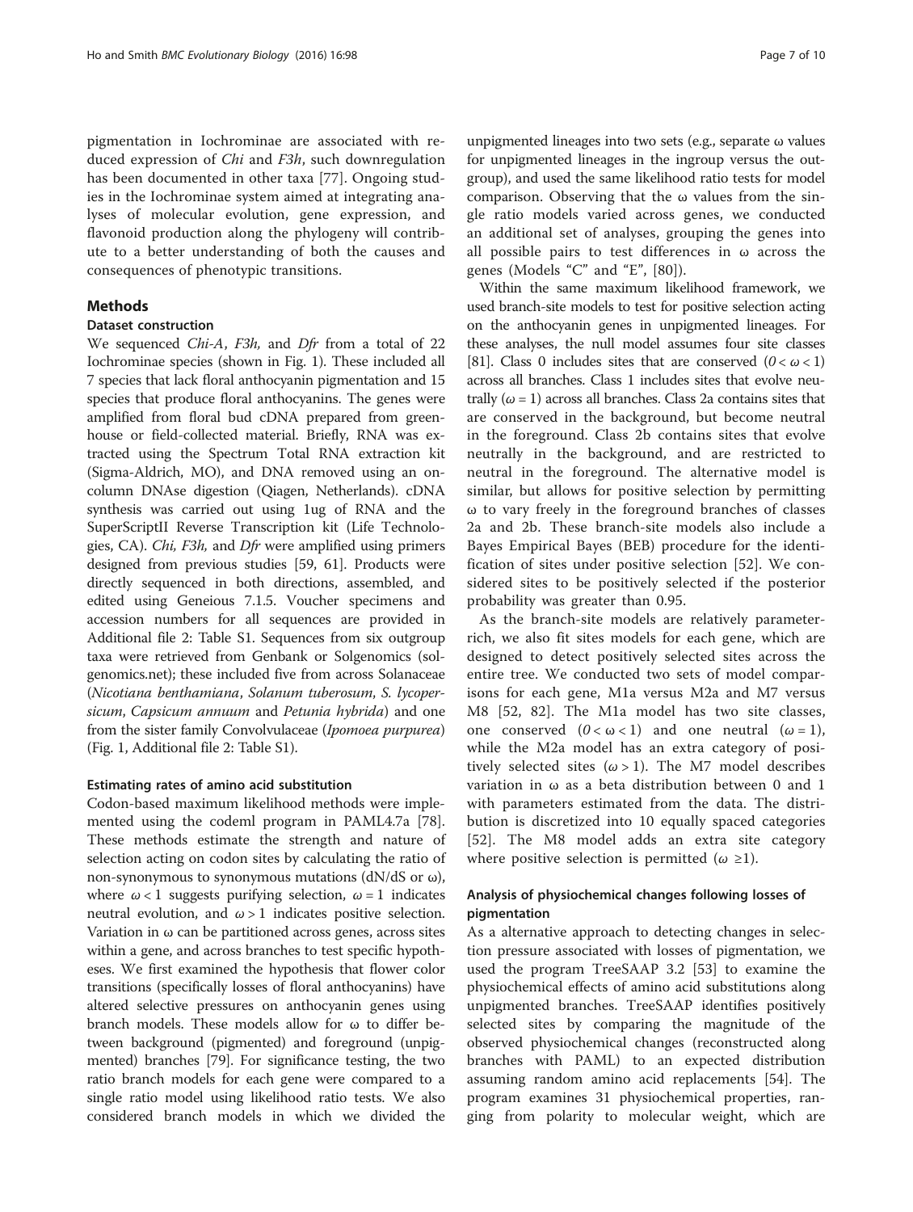pigmentation in Iochrominae are associated with reduced expression of *Chi* and *F3h*, such downregulation has been documented in other taxa [77]. Ongoing studies in the Iochrominae system aimed at integrating analyses of molecular evolution, gene expression, and flavonoid production along the phylogeny will contribute to a better understanding of both the causes and consequences of phenotypic transitions.

## Methods

### Dataset construction

We sequenced *Chi-A*, *F3h*, and *Dfr* from a total of 22 Iochrominae species (shown in Fig. 1). These included all 7 species that lack floral anthocyanin pigmentation and 15 species that produce floral anthocyanins. The genes were amplified from floral bud cDNA prepared from greenhouse or field-collected material. Briefly, RNA was extracted using the Spectrum Total RNA extraction kit (Sigma-Aldrich, MO), and DNA removed using an on-column DNAse digestion (Qiagen, Netherlands). cDNA synthesis was carried out using 1ug of RNA and the SuperScriptII Reverse Transcription kit (Life Technologies, CA). *Chi*, *F3h,* and *Dfr* were amplified using primers designed from previous studies [59, 61]. Products were directly sequenced in both directions, assembled, and edited using Geneious 7.1.5. Voucher specimens and accession numbers for all sequences are provided in Additional file 2: Table S1. Sequences from six outgroup taxa were retrieved from Genbank or Solgenomics (solgenomics.net); these included five from across Solanaceae (*Nicotiana benthamiana*, *Solanum tuberosum*, *S. lycopersicum*, *Capsicum annuum* and *Petunia hybrida*) and one from the sister family Convolvulaceae (*Ipomoea purpurea*) (Fig. 1, Additional file 2: Table S1).

#### Estimating rates of amino acid substitution

Codon-based maximum likelihood methods were implemented using the codeml program in PAML4.7a [78]. These methods estimate the strength and nature of selection acting on codon sites by calculating the ratio of non-synonymous to synonymous mutations (dN/dS or ω), where $\omega < 1$ suggests purifying selection, $\omega = 1$ indicates neutral evolution, and $\omega > 1$ indicates positive selection. Variation in ω can be partitioned across genes, across sites within a gene, and across branches to test specific hypotheses. We first examined the hypothesis that flower color transitions (specifically losses of floral anthocyanins) have altered selective pressures on anthocyanin genes using branch models. These models allow for ω to differ between background (pigmented) and foreground (unpigmented) branches [79]. For significance testing, the two ratio branch models for each gene were compared to a single ratio model using likelihood ratio tests. We also considered branch models in which we divided the unpigmented lineages into two sets (e.g., separate ω values for unpigmented lineages in the ingroup versus the outgroup), and used the same likelihood ratio tests for model comparison. Observing that the ω values from the single ratio models varied across genes, we conducted an additional set of analyses, grouping the genes into all possible pairs to test differences in ω across the genes (Models "C" and "E", [80]).

Within the same maximum likelihood framework, we used branch-site models to test for positive selection acting on the anthocyanin genes in unpigmented lineages. For these analyses, the null model assumes four site classes [81]. Class 0 includes sites that are conserved ($0 < \omega < 1$) across all branches. Class 1 includes sites that evolve neutrally ($\omega = 1$) across all branches. Class 2a contains sites that are conserved in the background, but become neutral in the foreground. Class 2b contains sites that evolve neutrally in the background, and are restricted to neutral in the foreground. The alternative model is similar, but allows for positive selection by permitting ω to vary freely in the foreground branches of classes 2a and 2b. These branch-site models also include a Bayes Empirical Bayes (BEB) procedure for the identification of sites under positive selection [52]. We considered sites to be positively selected if the posterior probability was greater than 0.95.

As the branch-site models are relatively parameter-rich, we also fit sites models for each gene, which are designed to detect positively selected sites across the entire tree. We conducted two sets of model comparisons for each gene, M1a versus M2a and M7 versus M8 [52, 82]. The M1a model has two site classes, one conserved ($0 < \omega < 1$) and one neutral ($\omega = 1$), while the M2a model has an extra category of positively selected sites ($\omega > 1$). The M7 model describes variation in ω as a beta distribution between 0 and 1 with parameters estimated from the data. The distribution is discretized into 10 equally spaced categories [52]. The M8 model adds an extra site category where positive selection is permitted ($\omega \geq 1$).

#### Analysis of physiochemical changes following losses of pigmentation

As a alternative approach to detecting changes in selection pressure associated with losses of pigmentation, we used the program TreeSAAP 3.2 [53] to examine the physiochemical effects of amino acid substitutions along unpigmented branches. TreeSAAP identifies positively selected sites by comparing the magnitude of the observed physiochemical changes (reconstructed along branches with PAML) to an expected distribution assuming random amino acid replacements [54]. The program examines 31 physiochemical properties, ranging from polarity to molecular weight, which are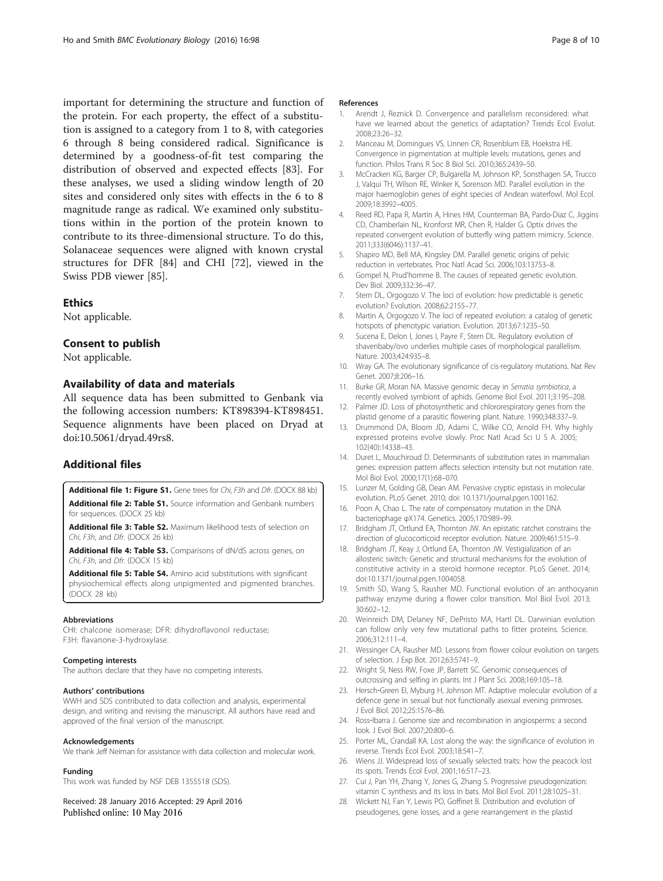important for determining the structure and function of the protein. For each property, the effect of a substitution is assigned to a category from 1 to 8, with categories 6 through 8 being considered radical. Significance is determined by a goodness-of-fit test comparing the distribution of observed and expected effects [83]. For these analyses, we used a sliding window length of 20 sites and considered only sites with effects in the 6 to 8 magnitude range as radical. We examined only substitutions within in the portion of the protein known to contribute to its three-dimensional structure. To do this, Solanaceae sequences were aligned with known crystal structures for DFR [84] and CHI [72], viewed in the Swiss PDB viewer [85].

## Ethics

Not applicable.

## Consent to publish

Not applicable.

## Availability of data and materials

All sequence data has been submitted to Genbank via the following accession numbers: KT898394-KT898451. Sequence alignments have been placed on Dryad at doi:10.5061/dryad.49rs8.

## Additional files

**Additional file 1: Figure S1.** Gene trees for *Chi*, *F3h* and *Dfr*. (DOCX 88 kb)

**Additional file 2: Table S1.** Source information and Genbank numbers for sequences. (DOCX 25 kb)

**Additional file 3: Table S2.** Maximum likelihood tests of selection on *Chi*, *F3h*, and *Dfr*. (DOCX 26 kb)

**Additional file 4: Table S3.** Comparisons of dN/dS across genes, on *Chi*, *F3h*, and *Dfr*. (DOCX 15 kb)

**Additional file 5: Table S4.** Amino acid substitutions with significant physiochemical effects along unpigmented and pigmented branches. (DOCX 28 kb)

#### Abbreviations

CHI: chalcone isomerase; DFR: dihydroflavonol reductase; F3H: flavanone-3-hydroxylase.

#### Competing interests

The authors declare that they have no competing interests.

#### Authors' contributions

WWH and SDS contributed to data collection and analysis, experimental design, and writing and revising the manuscript. All authors have read and approved of the final version of the manuscript.

#### Acknowledgements

We thank Jeff Neiman for assistance with data collection and molecular work.

#### Funding

This work was funded by NSF DEB 1355518 (SDS).

Received: 28 January 2016 Accepted: 29 April 2016
Published online: 10 May 2016

#### References

1. Arendt J, Reznick D. Convergence and parallelism reconsidered: what have we learned about the genetics of adaptation? Trends Ecol Evolut. 2008;23:26–32.
2. Manceau M, Domingues VS, Linnen CR, Rosenblum EB, Hoekstra HE. Convergence in pigmentation at multiple levels: mutations, genes and function. Philos Trans R Soc B Biol Sci. 2010;365:2439–50.
3. McCracken KG, Barger CP, Bulgarella M, Johnson KP, Sonsthagen SA, Trucco J, Valqui TH, Wilson RE, Winker K, Sorenson MD. Parallel evolution in the major haemoglobin genes of eight species of Andean waterfowl. Mol Ecol. 2009;18:3992–4005.
4. Reed RD, Papa R, Martin A, Hines HM, Counterman BA, Pardo-Diaz C, Jiggins CD, Chamberlain NL, Kronforst MR, Chen R, Halder G. Optix drives the repeated convergent evolution of butterfly wing pattern mimicry. Science. 2011;333(6046):1137–41.
5. Shapiro MD, Bell MA, Kingsley DM. Parallel genetic origins of pelvic reduction in vertebrates. Proc Natl Acad Sci. 2006;103:13753–8.
6. Gompel N, Prud'homme B. The causes of repeated genetic evolution. Dev Biol. 2009;332:36–47.
7. Stern DL, Orgogozo V. The loci of evolution: how predictable is genetic evolution? Evolution. 2008;62:2155–77.
8. Martin A, Orgogozo V. The loci of repeated evolution: a catalog of genetic hotspots of phenotypic variation. Evolution. 2013;67:1235–50.
9. Sucena E, Delon I, Jones I, Payre F, Stern DL. Regulatory evolution of shavenbaby/ovo underlies multiple cases of morphological parallelism. Nature. 2003;424:935–8.
10. Wray GA. The evolutionary significance of cis-regulatory mutations. Nat Rev Genet. 2007;8:206–16.
11. Burke GR, Moran NA. Massive genomic decay in *Serratia symbiotica*, a recently evolved symbiont of aphids. Genome Biol Evol. 2011;3:195–208.
12. Palmer JD. Loss of photosynthetic and chlororespiratory genes from the plastid genome of a parasitic flowering plant. Nature. 1990;348:337–9.
13. Drummond DA, Bloom JD, Adami C, Wilke CO, Arnold FH. Why highly expressed proteins evolve slowly. Proc Natl Acad Sci U S A. 2005; 102(40):14338–43.
14. Duret L, Mouchiroud D. Determinants of substitution rates in mammalian genes: expression pattern affects selection intensity but not mutation rate. Mol Biol Evol. 2000;17(1):68–070.
15. Lunzer M, Golding GB, Dean AM. Pervasive cryptic epistasis in molecular evolution. PLoS Genet. 2010; doi: 10.1371/journal.pgen.1001162.
16. Poon A, Chao L. The rate of compensatory mutation in the DNA bacteriophage φX174. Genetics. 2005;170:989–99.
17. Bridgham JT, Ortlund EA, Thornton JW. An epistatic ratchet constrains the direction of glucocorticoid receptor evolution. Nature. 2009;461:515–9.
18. Bridgham JT, Keay J, Ortlund EA, Thornton JW. Vestigialization of an allosteric switch: Genetic and structural mechanisms for the evolution of constitutive activity in a steroid hormone receptor. PLoS Genet. 2014; doi:10.1371/journal.pgen.1004058.
19. Smith SD, Wang S, Rausher MD. Functional evolution of an anthocyanin pathway enzyme during a flower color transition. Mol Biol Evol. 2013; 30:602–12.
20. Weinreich DM, Delaney NF, DePristo MA, Hartl DL. Darwinian evolution can follow only very few mutational paths to fitter proteins. Science. 2006;312:111–4.
21. Wessinger CA, Rausher MD. Lessons from flower colour evolution on targets of selection. J Exp Bot. 2012;63:5741–9.
22. Wright SI, Ness RW, Foxe JP, Barrett SC. Genomic consequences of outcrossing and selfing in plants. Int J Plant Sci. 2008;169:105–18.
23. Hersch-Green EI, Myburg H, Johnson MT. Adaptive molecular evolution of a defence gene in sexual but not functionally asexual evening primroses. J Evol Biol. 2012;25:1576–86.
24. Ross-Ibarra J. Genome size and recombination in angiosperms: a second look. J Evol Biol. 2007;20:800–6.
25. Porter ML, Crandall KA. Lost along the way: the significance of evolution in reverse. Trends Ecol Evol. 2003;18:541–7.
26. Wiens JJ. Widespread loss of sexually selected traits: how the peacock lost its spots. Trends Ecol Evol. 2001;16:517–23.
27. Cui J, Pan YH, Zhang Y, Jones G, Zhang S. Progressive pseudogenization: vitamin C synthesis and its loss in bats. Mol Biol Evol. 2011;28:1025–31.
28. Wickett NJ, Fan Y, Lewis PO, Goffinet B. Distribution and evolution of pseudogenes, gene losses, and a gene rearrangement in the plastid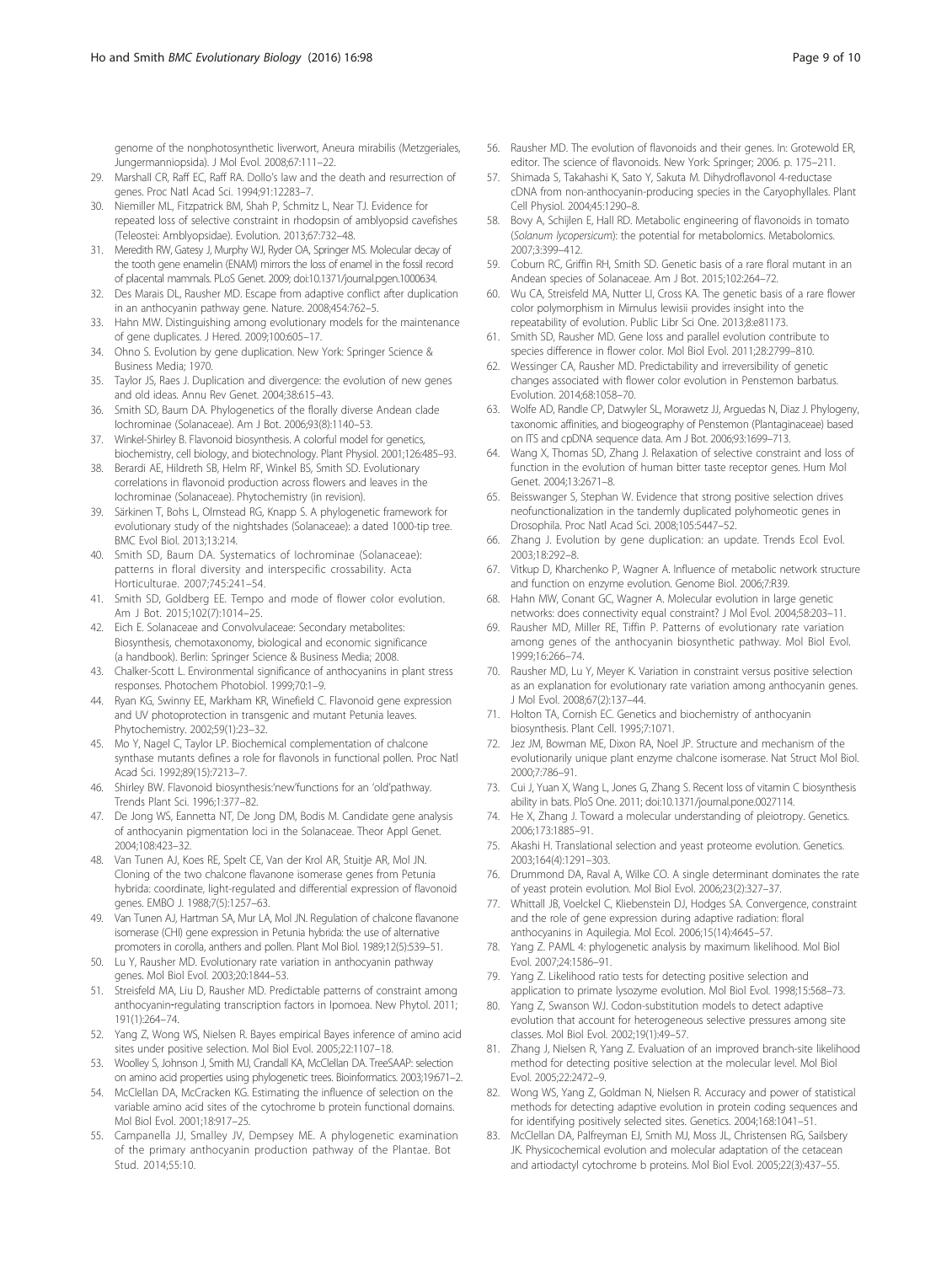genome of the nonphotosynthetic liverwort, Aneura mirabilis (Metzgeriales, Jungermanniopsida). J Mol Evol. 2008;67:111–22.

29. Marshall CR, Raff EC, Raff RA. Dollo's law and the death and resurrection of genes. Proc Natl Acad Sci. 1994;91:12283–7.
30. Niemiller ML, Fitzpatrick BM, Shah P, Schmitz L, Near TJ. Evidence for repeated loss of selective constraint in rhodopsin of amblyopsid cavefishes (Teleostei: Amblyopsidae). Evolution. 2013;67:732–48.
31. Meredith RW, Gatesy J, Murphy WJ, Ryder OA, Springer MS. Molecular decay of the tooth gene enamelin (ENAM) mirrors the loss of enamel in the fossil record of placental mammals. PLoS Genet. 2009; doi:10.1371/journal.pgen.1000634.
32. Des Marais DL, Rausher MD. Escape from adaptive conflict after duplication in an anthocyanin pathway gene. Nature. 2008;454:762–5.
33. Hahn MW. Distinguishing among evolutionary models for the maintenance of gene duplicates. J Hered. 2009;100:605–17.
34. Ohno S. Evolution by gene duplication. New York: Springer Science & Business Media; 1970.
35. Taylor JS, Raes J. Duplication and divergence: the evolution of new genes and old ideas. Annu Rev Genet. 2004;38:615–43.
36. Smith SD, Baum DA. Phylogenetics of the florally diverse Andean clade Iochrominae (Solanaceae). Am J Bot. 2006;93(8):1140–53.
37. Winkel-Shirley B. Flavonoid biosynthesis. A colorful model for genetics, biochemistry, cell biology, and biotechnology. Plant Physiol. 2001;126:485–93.
38. Berardi AE, Hildreth SB, Helm RF, Winkel BS, Smith SD. Evolutionary correlations in flavonoid production across flowers and leaves in the Iochrominae (Solanaceae). Phytochemistry (in revision).
39. Särkinen T, Bohs L, Olmstead RG, Knapp S. A phylogenetic framework for evolutionary study of the nightshades (Solanaceae): a dated 1000-tip tree. BMC Evol Biol. 2013;13:214.
40. Smith SD, Baum DA. Systematics of Iochrominae (Solanaceae): patterns in floral diversity and interspecific crossability. Acta Horticulturae. 2007;745:241–54.
41. Smith SD, Goldberg EE. Tempo and mode of flower color evolution. Am J Bot. 2015;102(7):1014–25.
42. Eich E. Solanaceae and Convolvulaceae: Secondary metabolites: Biosynthesis, chemotaxonomy, biological and economic significance (a handbook). Berlin: Springer Science & Business Media; 2008.
43. Chalker-Scott L. Environmental significance of anthocyanins in plant stress responses. Photochem Photobiol. 1999;70:1–9.
44. Ryan KG, Swinny EE, Markham KR, Winefield C. Flavonoid gene expression and UV photoprotection in transgenic and mutant Petunia leaves. Phytochemistry. 2002;59(1):23–32.
45. Mo Y, Nagel C, Taylor LP. Biochemical complementation of chalcone synthase mutants defines a role for flavonols in functional pollen. Proc Natl Acad Sci. 1992;89(15):7213–7.
46. Shirley BW. Flavonoid biosynthesis:'new'functions for an 'old'pathway. Trends Plant Sci. 1996;1:377–82.
47. De Jong WS, Eannetta NT, De Jong DM, Bodis M. Candidate gene analysis of anthocyanin pigmentation loci in the Solanaceae. Theor Appl Genet. 2004;108:423–32.
48. Van Tunen AJ, Koes RE, Spelt CE, Van der Krol AR, Stuitje AR, Mol JN. Cloning of the two chalcone flavanone isomerase genes from Petunia hybrida: coordinate, light-regulated and differential expression of flavonoid genes. EMBO J. 1988;7(5):1257–63.
49. Van Tunen AJ, Hartman SA, Mur LA, Mol JN. Regulation of chalcone flavanone isomerase (CHI) gene expression in Petunia hybrida: the use of alternative promoters in corolla, anthers and pollen. Plant Mol Biol. 1989;12(5):539–51.
50. Lu Y, Rausher MD. Evolutionary rate variation in anthocyanin pathway genes. Mol Biol Evol. 2003;20:1844–53.
51. Streisfeld MA, Liu D, Rausher MD. Predictable patterns of constraint among anthocyanin-regulating transcription factors in Ipomoea. New Phytol. 2011; 191(1):264–74.
52. Yang Z, Wong WS, Nielsen R. Bayes empirical Bayes inference of amino acid sites under positive selection. Mol Biol Evol. 2005;22:1107–18.
53. Woolley S, Johnson J, Smith MJ, Crandall KA, McClellan DA. TreeSAAP: selection on amino acid properties using phylogenetic trees. Bioinformatics. 2003;19:671–2.
54. McClellan DA, McCracken KG. Estimating the influence of selection on the variable amino acid sites of the cytochrome b protein functional domains. Mol Biol Evol. 2001;18:917–25.
55. Campanella JJ, Smalley JV, Dempsey ME. A phylogenetic examination of the primary anthocyanin production pathway of the Plantae. Bot Stud. 2014;55:10.
56. Rausher MD. The evolution of flavonoids and their genes. In: Grotewold ER, editor. The science of flavonoids. New York: Springer; 2006. p. 175–211.
57. Shimada S, Takahashi K, Sato Y, Sakuta M. Dihydroflavonol 4-reductase cDNA from non-anthocyanin-producing species in the Caryophyllales. Plant Cell Physiol. 2004;45:1290–8.
58. Bovy A, Schijlen E, Hall RD. Metabolic engineering of flavonoids in tomato (*Solanum lycopersicum*): the potential for metabolomics. Metabolomics. 2007;3:399–412.
59. Coburn RC, Griffin RH, Smith SD. Genetic basis of a rare floral mutant in an Andean species of Solanaceae. Am J Bot. 2015;102:264–72.
60. Wu CA, Streisfeld MA, Nutter LI, Cross KA. The genetic basis of a rare flower color polymorphism in Mimulus lewisii provides insight into the repeatability of evolution. Public Libr Sci One. 2013;8:e81173.
61. Smith SD, Rausher MD. Gene loss and parallel evolution contribute to species difference in flower color. Mol Biol Evol. 2011;28:2799–810.
62. Wessinger CA, Rausher MD. Predictability and irreversibility of genetic changes associated with flower color evolution in Penstemon barbatus. Evolution. 2014;68:1058–70.
63. Wolfe AD, Randle CP, Datwyler SL, Morawetz JJ, Arguedas N, Diaz J. Phylogeny, taxonomic affinities, and biogeography of Penstemon (Plantaginaceae) based on ITS and cpDNA sequence data. Am J Bot. 2006;93:1699–713.
64. Wang X, Thomas SD, Zhang J. Relaxation of selective constraint and loss of function in the evolution of human bitter taste receptor genes. Hum Mol Genet. 2004;13:2671–8.
65. Beisswanger S, Stephan W. Evidence that strong positive selection drives neofunctionalization in the tandemly duplicated polyhomeotic genes in Drosophila. Proc Natl Acad Sci. 2008;105:5447–52.
66. Zhang J. Evolution by gene duplication: an update. Trends Ecol Evol. 2003;18:292–8.
67. Vitkup D, Kharchenko P, Wagner A. Influence of metabolic network structure and function on enzyme evolution. Genome Biol. 2006;7:R39.
68. Hahn MW, Conant GC, Wagner A. Molecular evolution in large genetic networks: does connectivity equal constraint? J Mol Evol. 2004;58:203–11.
69. Rausher MD, Miller RE, Tiffin P. Patterns of evolutionary rate variation among genes of the anthocyanin biosynthetic pathway. Mol Biol Evol. 1999;16:266–74.
70. Rausher MD, Lu Y, Meyer K. Variation in constraint versus positive selection as an explanation for evolutionary rate variation among anthocyanin genes. J Mol Evol. 2008;67(2):137–44.
71. Holton TA, Cornish EC. Genetics and biochemistry of anthocyanin biosynthesis. Plant Cell. 1995;7:1071.
72. Jez JM, Bowman ME, Dixon RA, Noel JP. Structure and mechanism of the evolutionarily unique plant enzyme chalcone isomerase. Nat Struct Mol Biol. 2000;7:786–91.
73. Cui J, Yuan X, Wang L, Jones G, Zhang S. Recent loss of vitamin C biosynthesis ability in bats. PloS One. 2011; doi:10.1371/journal.pone.0027114.
74. He X, Zhang J. Toward a molecular understanding of pleiotropy. Genetics. 2006;173:1885–91.
75. Akashi H. Translational selection and yeast proteome evolution. Genetics. 2003;164(4):1291–303.
76. Drummond DA, Raval A, Wilke CO. A single determinant dominates the rate of yeast protein evolution. Mol Biol Evol. 2006;23(2):327–37.
77. Whittall JB, Voelckel C, Kliebenstein DJ, Hodges SA. Convergence, constraint and the role of gene expression during adaptive radiation: floral anthocyanins in Aquilegia. Mol Ecol. 2006;15(14):4645–57.
78. Yang Z. PAML 4: phylogenetic analysis by maximum likelihood. Mol Biol Evol. 2007;24:1586–91.
79. Yang Z. Likelihood ratio tests for detecting positive selection and application to primate lysozyme evolution. Mol Biol Evol. 1998;15:568–73.
80. Yang Z, Swanson WJ. Codon-substitution models to detect adaptive evolution that account for heterogeneous selective pressures among site classes. Mol Biol Evol. 2002;19(1):49–57.
81. Zhang J, Nielsen R, Yang Z. Evaluation of an improved branch-site likelihood method for detecting positive selection at the molecular level. Mol Biol Evol. 2005;22:2472–9.
82. Wong WS, Yang Z, Goldman N, Nielsen R. Accuracy and power of statistical methods for detecting adaptive evolution in protein coding sequences and for identifying positively selected sites. Genetics. 2004;168:1041–51.
83. McClellan DA, Palfreyman EJ, Smith MJ, Moss JL, Christensen RG, Sailsbery JK. Physicochemical evolution and molecular adaptation of the cetacean and artiodactyl cytochrome b proteins. Mol Biol Evol. 2005;22(3):437–55.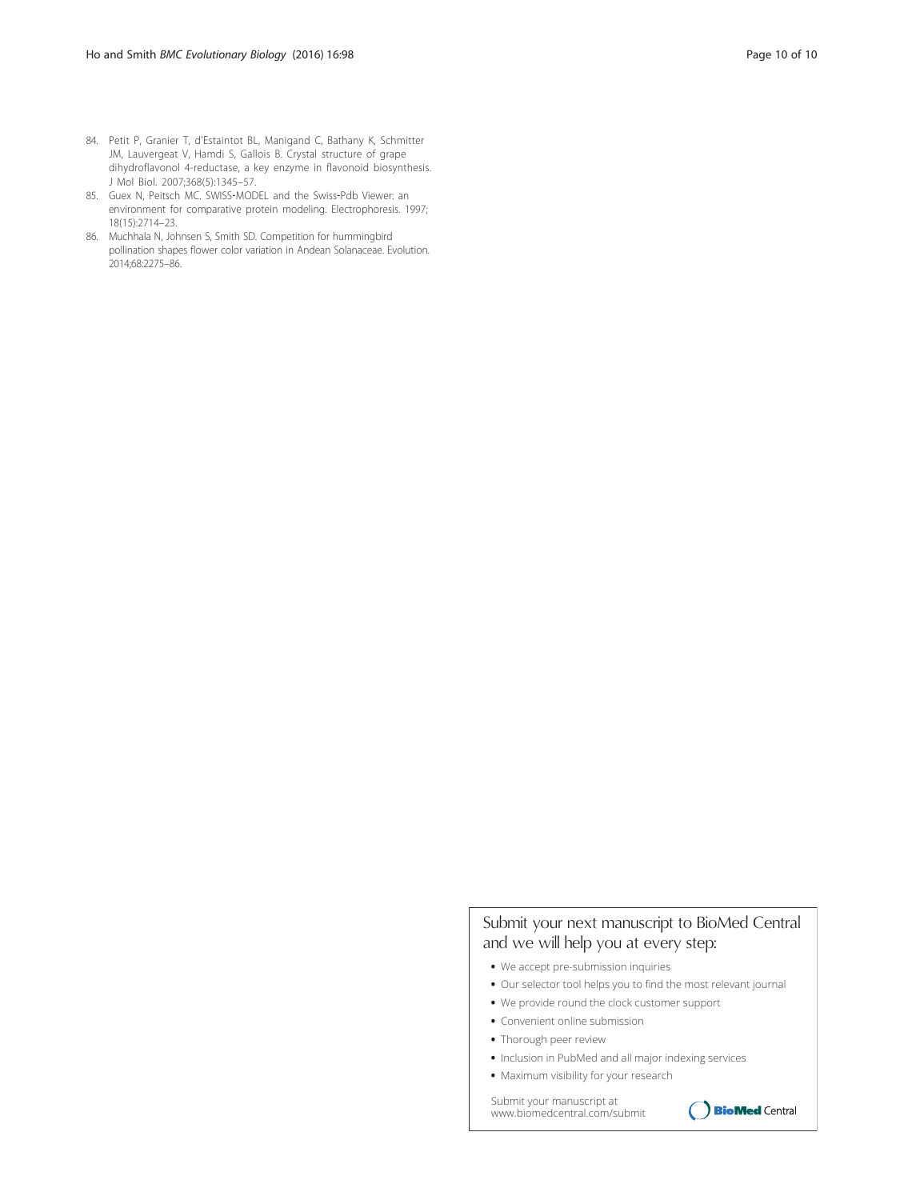84. Petit P, Granier T, d'Estaintot BL, Manigand C, Bathany K, Schmitter JM, Lauvergeat V, Hamdi S, Gallois B. Crystal structure of grape dihydroflavonol 4-reductase, a key enzyme in flavonoid biosynthesis. J Mol Biol. 2007;368(5):1345–57.
85. Guex N, Peitsch MC. SWISS-MODEL and the Swiss-Pdb Viewer: an environment for comparative protein modeling. Electrophoresis. 1997; 18(15):2714–23.
86. Muchhala N, Johnsen S, Smith SD. Competition for hummingbird pollination shapes flower color variation in Andean Solanaceae. Evolution. 2014;68:2275–86.

Submit your next manuscript to BioMed Central and we will help you at every step:

- We accept pre-submission inquiries
- Our selector tool helps you to find the most relevant journal
- We provide round the clock customer support
- Convenient online submission
- Thorough peer review
- Inclusion in PubMed and all major indexing services
- Maximum visibility for your research

Submit your manuscript at
www.biomedcentral.com/submit

BioMed Central